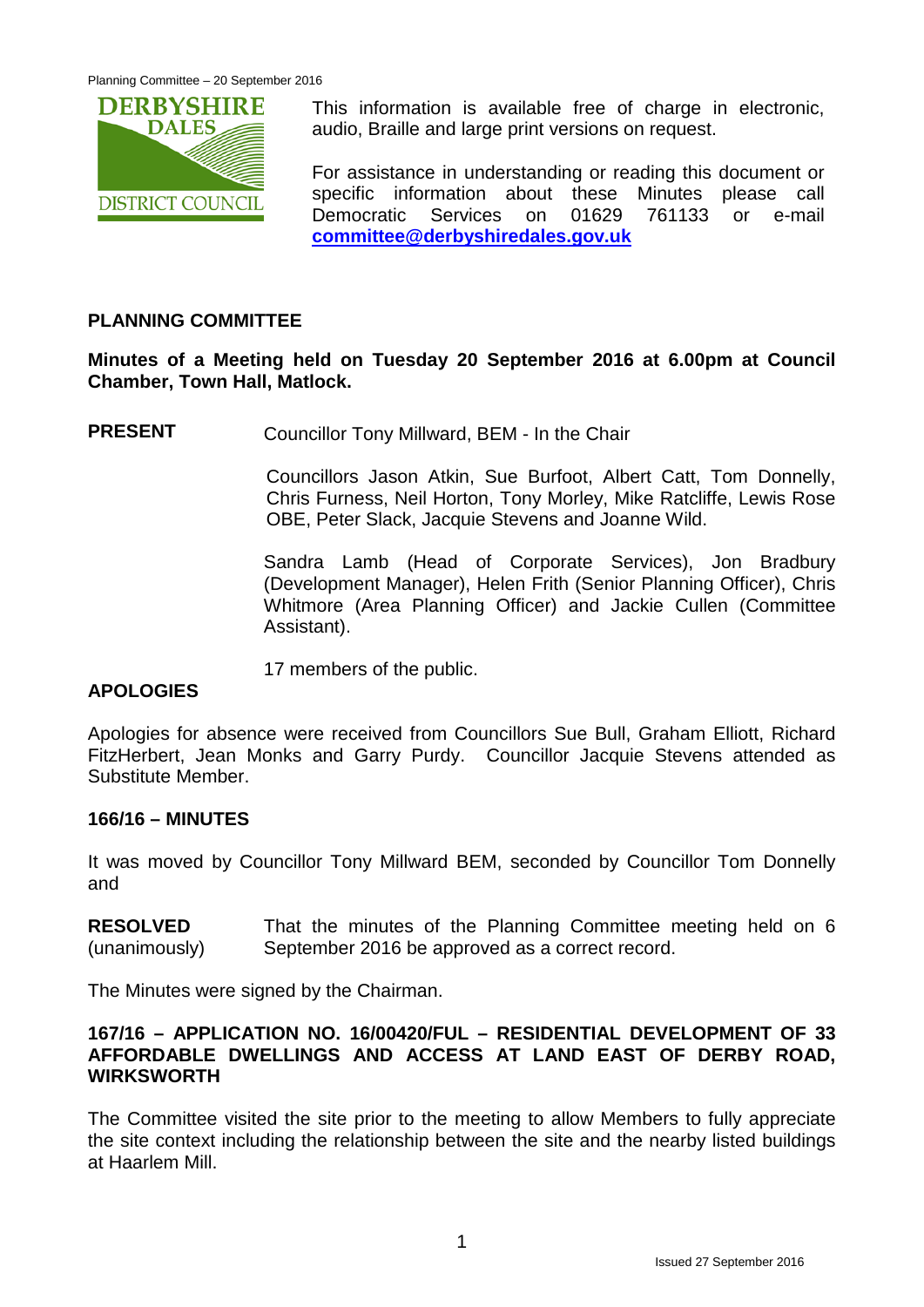This information is available free of charge in electronic, audio, Braille and large print versions on request.

For assistance in understanding or reading this document or specific information about these Minutes please call Democratic Services on 01629 761133 or e-mail **committee@derbyshiredales.gov.uk**

## PLANNING COMMITTEE

**Minutes of a Meeting held on Tuesday 20 September 2016 at 6.00pm at Council Chamber, Town Hall, Matlock.**

**PRESENT** Councillor Tony Millward, BEM - In the Chair

Councillors Jason Atkin, Sue Burfoot, Albert Catt, Tom Donnelly, Chris Furness, Neil Horton, Tony Morley, Mike Ratcliffe, Lewis Rose OBE, Peter Slack, Jacquie Stevens and Joanne Wild.

Sandra Lamb (Head of Corporate Services), Jon Bradbury (Development Manager), Helen Frith (Senior Planning Officer), Chris Whitmore (Area Planning Officer) and Jackie Cullen (Committee Assistant).

17 members of the public.

**APOLOGIES**

Apologies for absence were received from Councillors Sue Bull, Graham Elliott, Richard FitzHerbert, Jean Monks and Garry Purdy. Councillor Jacquie Stevens attended as Substitute Member.

**166/16 – MINUTES**

It was moved by Councillor Tony Millward BEM, seconded by Councillor Tom Donnelly and

**RESOLVED** (unanimously) That the minutes of the Planning Committee meeting held on 6 September 2016 be approved as a correct record.

The Minutes were signed by the Chairman.

**167/16 – APPLICATION NO. 16/00420/FUL – RESIDENTIAL DEVELOPMENT OF 33 AFFORDABLE DWELLINGS AND ACCESS AT LAND EAST OF DERBY ROAD, WIRKSWORTH**

The Committee visited the site prior to the meeting to allow Members to fully appreciate the site context including the relationship between the site and the nearby listed buildings at Haarlem Mill.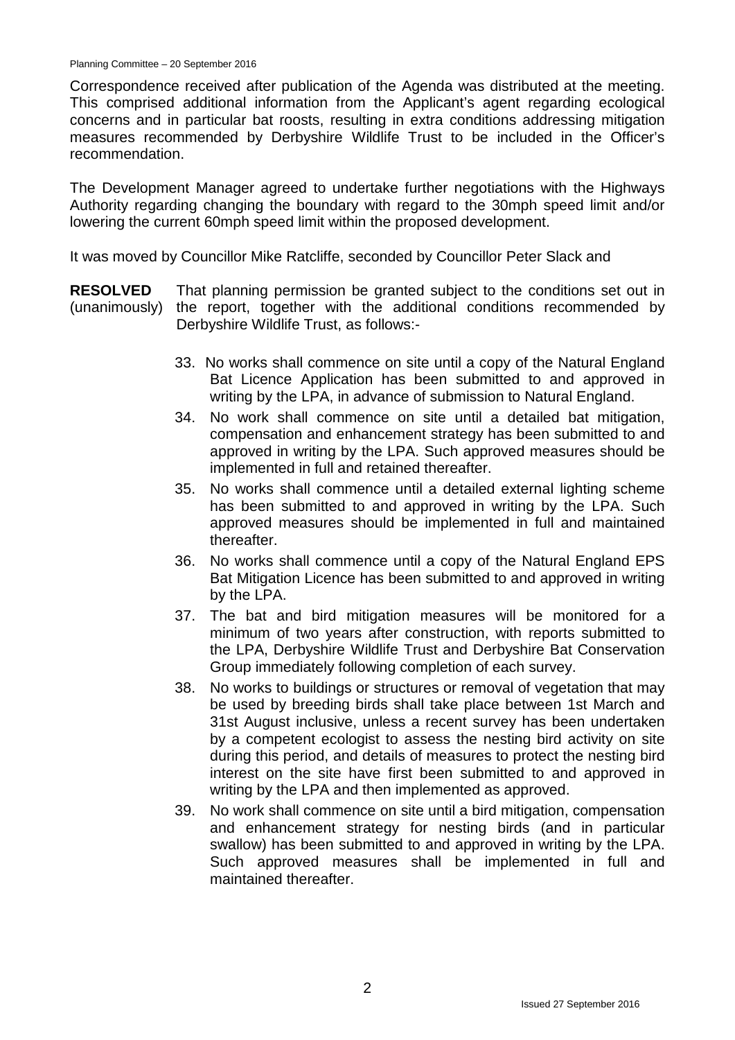Correspondence received after publication of the Agenda was distributed at the meeting. This comprised additional information from the Applicant's agent regarding ecological concerns and in particular bat roosts, resulting in extra conditions addressing mitigation measures recommended by Derbyshire Wildlife Trust to be included in the Officer's recommendation.

The Development Manager agreed to undertake further negotiations with the Highways Authority regarding changing the boundary with regard to the 30mph speed limit and/or lowering the current 60mph speed limit within the proposed development.

It was moved by Councillor Mike Ratcliffe, seconded by Councillor Peter Slack and

**RESOLVED** (unanimously) That planning permission be granted subject to the conditions set out in the report, together with the additional conditions recommended by Derbyshire Wildlife Trust, as follows:-

33. No works shall commence on site until a copy of the Natural England Bat Licence Application has been submitted to and approved in writing by the LPA, in advance of submission to Natural England.
34. No work shall commence on site until a detailed bat mitigation, compensation and enhancement strategy has been submitted to and approved in writing by the LPA. Such approved measures should be implemented in full and retained thereafter.
35. No works shall commence until a detailed external lighting scheme has been submitted to and approved in writing by the LPA. Such approved measures should be implemented in full and maintained thereafter.
36. No works shall commence until a copy of the Natural England EPS Bat Mitigation Licence has been submitted to and approved in writing by the LPA.
37. The bat and bird mitigation measures will be monitored for a minimum of two years after construction, with reports submitted to the LPA, Derbyshire Wildlife Trust and Derbyshire Bat Conservation Group immediately following completion of each survey.
38. No works to buildings or structures or removal of vegetation that may be used by breeding birds shall take place between 1st March and 31st August inclusive, unless a recent survey has been undertaken by a competent ecologist to assess the nesting bird activity on site during this period, and details of measures to protect the nesting bird interest on the site have first been submitted to and approved in writing by the LPA and then implemented as approved.
39. No work shall commence on site until a bird mitigation, compensation and enhancement strategy for nesting birds (and in particular swallow) has been submitted to and approved in writing by the LPA. Such approved measures shall be implemented in full and maintained thereafter.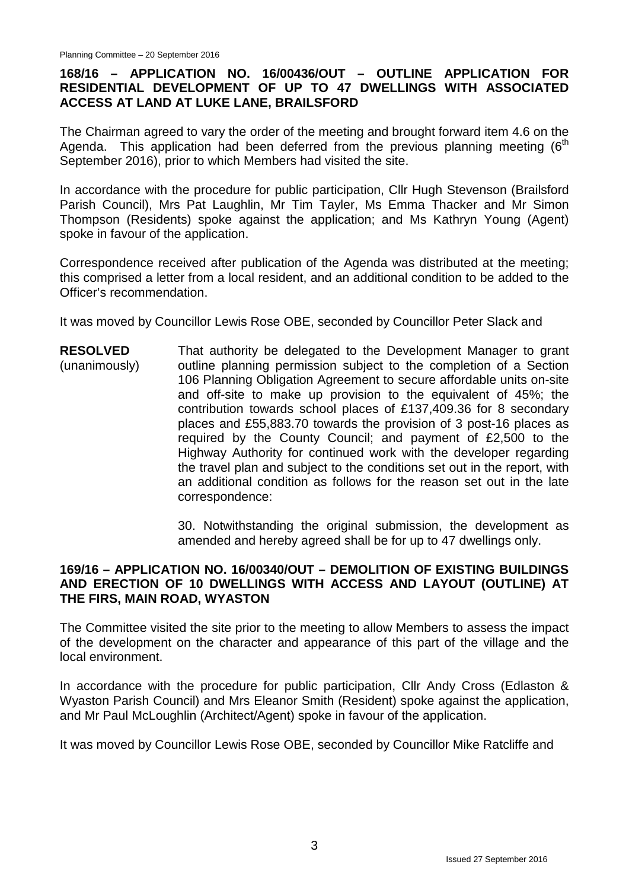## 168/16 – APPLICATION NO. 16/00436/OUT – OUTLINE APPLICATION FOR RESIDENTIAL DEVELOPMENT OF UP TO 47 DWELLINGS WITH ASSOCIATED ACCESS AT LAND AT LUKE LANE, BRAILSFORD

The Chairman agreed to vary the order of the meeting and brought forward item 4.6 on the Agenda. This application had been deferred from the previous planning meeting (6th September 2016), prior to which Members had visited the site.

In accordance with the procedure for public participation, Cllr Hugh Stevenson (Brailsford Parish Council), Mrs Pat Laughlin, Mr Tim Tayler, Ms Emma Thacker and Mr Simon Thompson (Residents) spoke against the application; and Ms Kathryn Young (Agent) spoke in favour of the application.

Correspondence received after publication of the Agenda was distributed at the meeting; this comprised a letter from a local resident, and an additional condition to be added to the Officer's recommendation.

It was moved by Councillor Lewis Rose OBE, seconded by Councillor Peter Slack and

**RESOLVED** (unanimously)

That authority be delegated to the Development Manager to grant outline planning permission subject to the completion of a Section 106 Planning Obligation Agreement to secure affordable units on-site and off-site to make up provision to the equivalent of 45%; the contribution towards school places of £137,409.36 for 8 secondary places and £55,883.70 towards the provision of 3 post-16 places as required by the County Council; and payment of £2,500 to the Highway Authority for continued work with the developer regarding the travel plan and subject to the conditions set out in the report, with an additional condition as follows for the reason set out in the late correspondence:

30. Notwithstanding the original submission, the development as amended and hereby agreed shall be for up to 47 dwellings only.

## 169/16 – APPLICATION NO. 16/00340/OUT – DEMOLITION OF EXISTING BUILDINGS AND ERECTION OF 10 DWELLINGS WITH ACCESS AND LAYOUT (OUTLINE) AT THE FIRS, MAIN ROAD, WYASTON

The Committee visited the site prior to the meeting to allow Members to assess the impact of the development on the character and appearance of this part of the village and the local environment.

In accordance with the procedure for public participation, Cllr Andy Cross (Edlaston & Wyaston Parish Council) and Mrs Eleanor Smith (Resident) spoke against the application, and Mr Paul McLoughlin (Architect/Agent) spoke in favour of the application.

It was moved by Councillor Lewis Rose OBE, seconded by Councillor Mike Ratcliffe and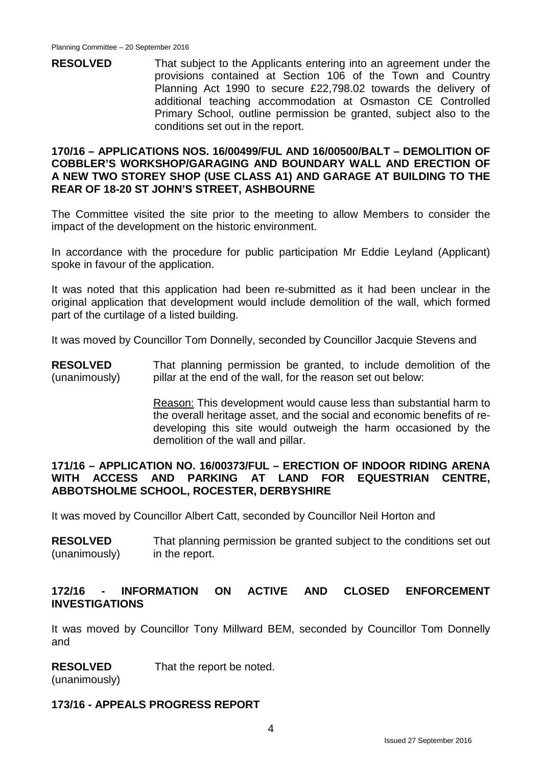**RESOLVED** That subject to the Applicants entering into an agreement under the provisions contained at Section 106 of the Town and Country Planning Act 1990 to secure £22,798.02 towards the delivery of additional teaching accommodation at Osmaston CE Controlled Primary School, outline permission be granted, subject also to the conditions set out in the report.

## 170/16 – APPLICATIONS NOS. 16/00499/FUL AND 16/00500/BALT – DEMOLITION OF COBBLER'S WORKSHOP/GARAGING AND BOUNDARY WALL AND ERECTION OF A NEW TWO STOREY SHOP (USE CLASS A1) AND GARAGE AT BUILDING TO THE REAR OF 18-20 ST JOHN'S STREET, ASHBOURNE

The Committee visited the site prior to the meeting to allow Members to consider the impact of the development on the historic environment.

In accordance with the procedure for public participation Mr Eddie Leyland (Applicant) spoke in favour of the application.

It was noted that this application had been re-submitted as it had been unclear in the original application that development would include demolition of the wall, which formed part of the curtilage of a listed building.

It was moved by Councillor Tom Donnelly, seconded by Councillor Jacquie Stevens and

**RESOLVED** (unanimously) That planning permission be granted, to include demolition of the pillar at the end of the wall, for the reason set out below:

Reason: This development would cause less than substantial harm to the overall heritage asset, and the social and economic benefits of re-developing this site would outweigh the harm occasioned by the demolition of the wall and pillar.

## 171/16 – APPLICATION NO. 16/00373/FUL – ERECTION OF INDOOR RIDING ARENA WITH ACCESS AND PARKING AT LAND FOR EQUESTRIAN CENTRE, ABBOTSHOLME SCHOOL, ROCESTER, DERBYSHIRE

It was moved by Councillor Albert Catt, seconded by Councillor Neil Horton and

**RESOLVED** (unanimously) That planning permission be granted subject to the conditions set out in the report.

## 172/16 - INFORMATION ON ACTIVE AND CLOSED ENFORCEMENT INVESTIGATIONS

It was moved by Councillor Tony Millward BEM, seconded by Councillor Tom Donnelly and

**RESOLVED** (unanimously) That the report be noted.

## 173/16 - APPEALS PROGRESS REPORT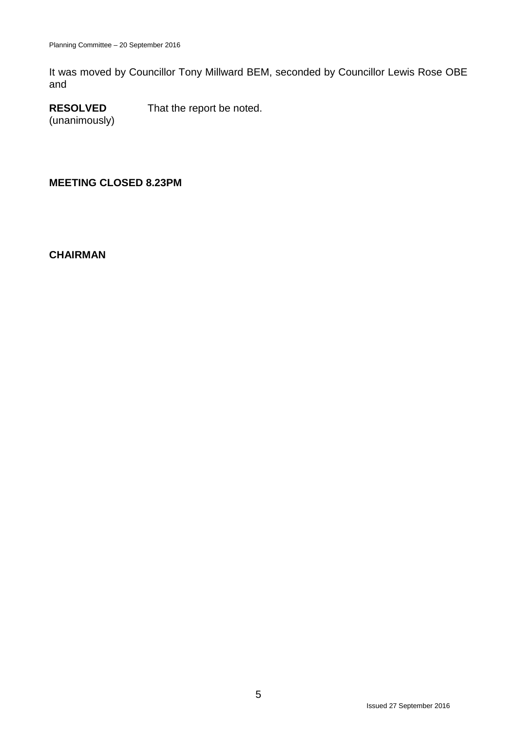It was moved by Councillor Tony Millward BEM, seconded by Councillor Lewis Rose OBE and

**RESOLVED** (unanimously) That the report be noted.

**MEETING CLOSED 8.23PM**

**CHAIRMAN**

Issued 27 September 2016